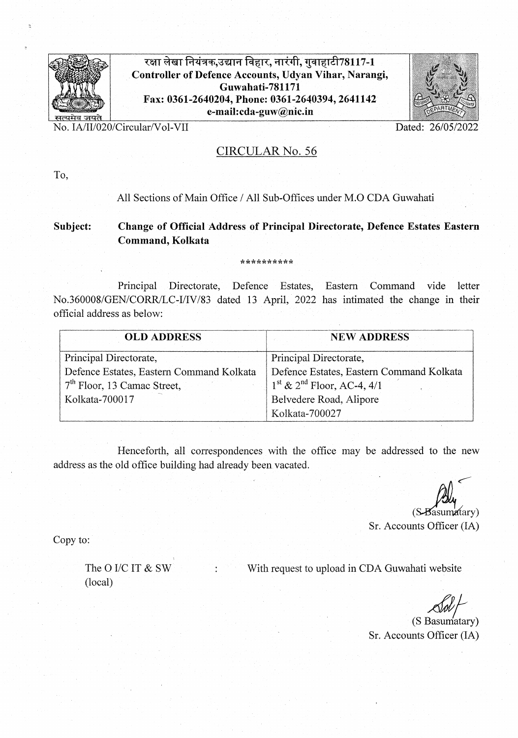रक्षा लेखा नियंत्रक,उद्यान विहार, नारंगी, गुवाहाटी78117-1
**Controller of Defence Accounts, Udyan Vihar, Narangi, Guwahati-781171**
**Fax: 0361-2640204, Phone: 0361-2640394, 2641142**
**e-mail:cda-guw@nic.in**

सत्यमेव जयते

No. IA/II/020/Circular/Vol-VII

Dated: 26/05/2022

## CIRCULAR No. 56

To,

All Sections of Main Office / All Sub-Offices under M.O CDA Guwahati

**Subject: Change of Official Address of Principal Directorate, Defence Estates Eastern Command, Kolkata**

**********

Principal Directorate, Defence Estates, Eastern Command vide letter No.360008/GEN/CORR/LC-I/IV/83 dated 13 April, 2022 has intimated the change in their official address as below:

| OLD ADDRESS | NEW ADDRESS |
|---|---|
| Principal Directorate,<br>Defence Estates, Eastern Command Kolkata<br>7th Floor, 13 Camac Street,<br>Kolkata-700017 | Principal Directorate,<br>Defence Estates, Eastern Command Kolkata<br>1st & 2nd Floor, AC-4, 4/1<br>Belvedere Road, Alipore<br>Kolkata-700027 |

Henceforth, all correspondences with the office may be addressed to the new address as the old office building had already been vacated.

(S Basumatary)
Sr. Accounts Officer (IA)

Copy to:

The O I/C IT & SW (local) : With request to upload in CDA Guwahati website

Sd/-
(S Basumatary)
Sr. Accounts Officer (IA)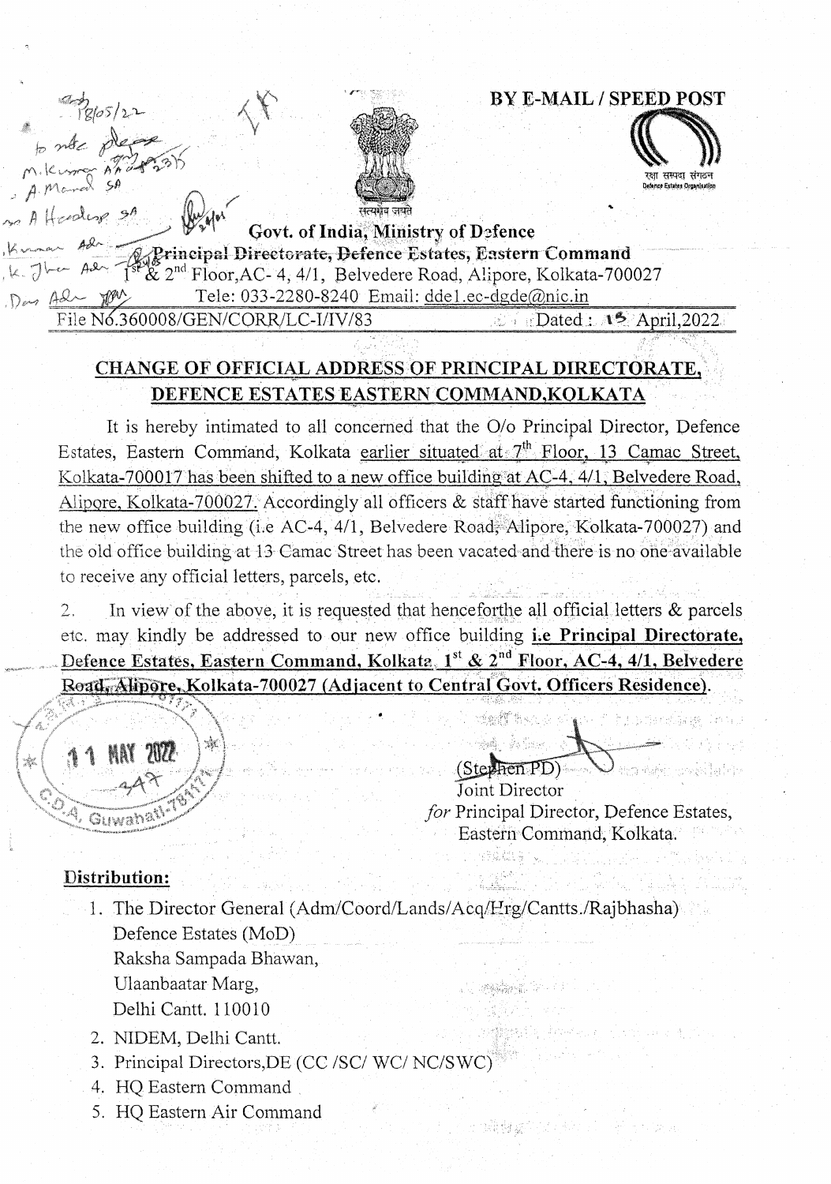**BY E-MAIL / SPEED POST**

**Govt. of India, Ministry of Defence**

**Principal Directorate, Defence Estates, Eastern Command**

1st & 2nd Floor, AC- 4, 4/1, Belvedere Road, Alipore, Kolkata-700027

Tele: 033-2280-8240 Email: dde1.ec-dgde@nic.in

File No.360008/GEN/CORR/LC-I/IV/83 Dated : 15 April, 2022

## CHANGE OF OFFICIAL ADDRESS OF PRINCIPAL DIRECTORATE, DEFENCE ESTATES EASTERN COMMAND, KOLKATA

It is hereby intimated to all concerned that the O/o Principal Director, Defence Estates, Eastern Command, Kolkata earlier situated at 7th Floor, 13 Camac Street, Kolkata-700017 has been shifted to a new office building at AC-4, 4/1, Belvedere Road, Alipore, Kolkata-700027. Accordingly all officers & staff have started functioning from the new office building (i.e AC-4, 4/1, Belvedere Road, Alipore, Kolkata-700027) and the old office building at 13 Camac Street has been vacated and there is no one available to receive any official letters, parcels, etc.

2. In view of the above, it is requested that henceforthe all official letters & parcels etc. may kindly be addressed to our new office building **i.e Principal Directorate, Defence Estates, Eastern Command, Kolkata, 1st & 2nd Floor, AC-4, 4/1, Belvedere Road, Alipore, Kolkata-700027 (Adjacent to Central Govt. Officers Residence)**.

(Stephen PD)
Joint Director
*for* Principal Director, Defence Estates,
Eastern Command, Kolkata.

### Distribution:

1. The Director General (Adm/Coord/Lands/Acq/Hrg/Cantts./Rajbhasha)
   Defence Estates (MoD)
   Raksha Sampada Bhawan,
   Ulaanbaatar Marg,
   Delhi Cantt. 110010
2. NIDEM, Delhi Cantt.
3. Principal Directors, DE (CC /SC/ WC/ NC/SWC)
4. HQ Eastern Command
5. HQ Eastern Air Command